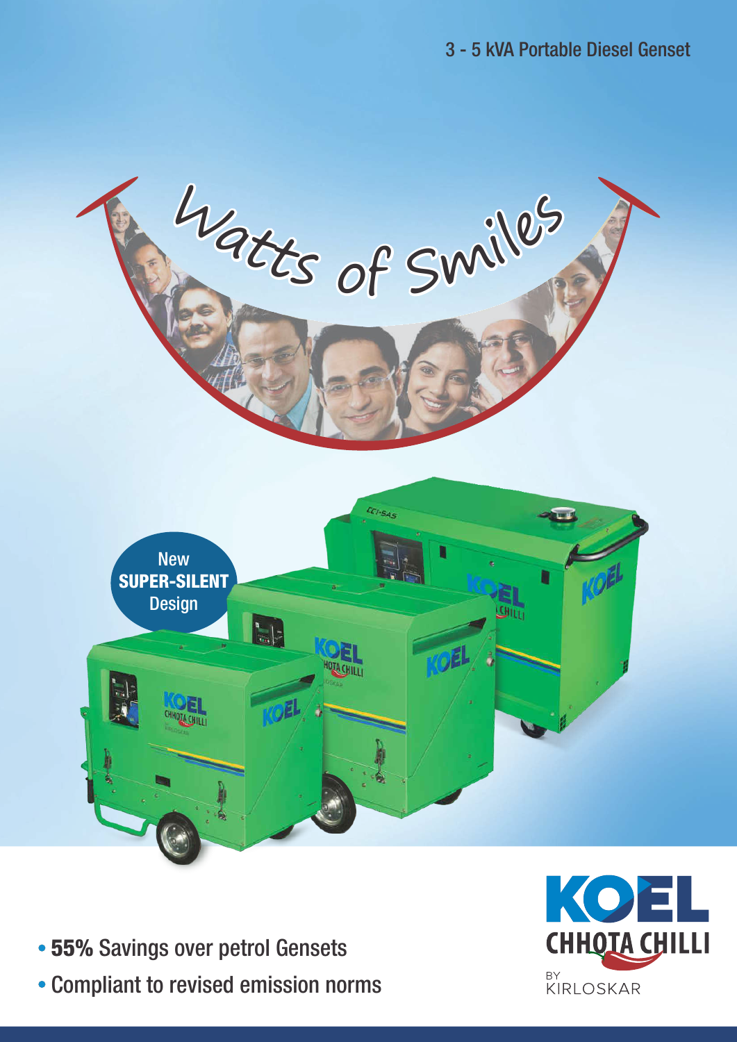3 - 5 kVA Portable Diesel Genset

Watts of Smiles

New **SUPER-SILENT** Design

- **55%** Savings over petrol Gensets
- Compliant to revised emission norms

KOEL CHHOTA CHILLI BY KIRLOSKAR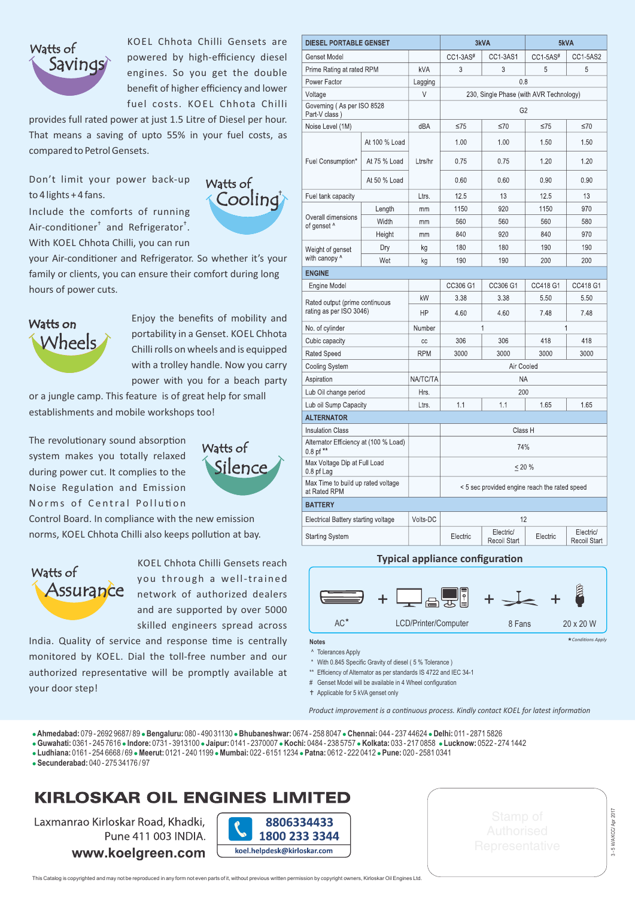## Watts of Savings

KOEL Chhota Chilli Gensets are powered by high-efficiency diesel engines. So you get the double benefit of higher efficiency and lower fuel costs. KOEL Chhota Chilli provides full rated power at just 1.5 Litre of Diesel per hour. That means a saving of upto 55% in your fuel costs, as compared to Petrol Gensets.

## Watts of Cooling†

Don't limit your power back-up to 4 lights + 4 fans. Include the comforts of running Air-conditioner† and Refrigerator†. With KOEL Chhota Chilli, you can run your Air-conditioner and Refrigerator. So whether it's your family or clients, you can ensure their comfort during long hours of power cuts.

## Watts on Wheels

Enjoy the benefits of mobility and portability in a Genset. KOEL Chhota Chilli rolls on wheels and is equipped with a trolley handle. Now you carry power with you for a beach party or a jungle camp. This feature is of great help for small establishments and mobile workshops too!

## Watts of Silence

The revolutionary sound absorption system makes you totally relaxed during power cut. It complies to the Noise Regulation and Emission Norms of Central Pollution Control Board. In compliance with the new emission norms, KOEL Chhota Chilli also keeps pollution at bay.

## Watts of Assurance

KOEL Chhota Chilli Gensets reach you through a well-trained network of authorized dealers and are supported by over 5000 skilled engineers spread across India. Quality of service and response time is centrally monitored by KOEL. Dial the toll-free number and our authorized representative will be promptly available at your door step!

| DIESEL PORTABLE GENSET | | | 3kVA | | 5kVA | |
|---|---|---|---|---|---|---|
| Genset Model | | | CC1-3AS# | CC1-3AS1 | CC1-5AS# | CC1-5AS2 |
| Prime Rating at rated RPM | | kVA | 3 | 3 | 5 | 5 |
| Power Factor | | Lagging | 0.8 | | | |
| Voltage | | V | 230, Single Phase (with AVR Technology) | | | |
| Governing ( As per ISO 8528 Part-V class ) | | | G2 | | | |
| Noise Level (1M) | | dBA | ≤75 | ≤70 | ≤75 | ≤70 |
| Fuel Consumption* | At 100 % Load | Ltrs/hr | 1.00 | 1.00 | 1.50 | 1.50 |
| | At 75 % Load | | 0.75 | 0.75 | 1.20 | 1.20 |
| | At 50 % Load | | 0.60 | 0.60 | 0.90 | 0.90 |
| Fuel tank capacity | | Ltrs. | 12.5 | 13 | 12.5 | 13 |
| Overall dimensions of genset ^ | Length | mm | 1150 | 920 | 1150 | 970 |
| | Width | mm | 560 | 560 | 560 | 580 |
| | Height | mm | 840 | 920 | 840 | 970 |
| Weight of genset with canopy ^ | Dry | kg | 180 | 180 | 190 | 190 |
| | Wet | kg | 190 | 190 | 200 | 200 |
| **ENGINE** | | | | | | |
| Engine Model | | | CC306 G1 | CC306 G1 | CC418 G1 | CC418 G1 |
| Rated output (prime continuous rating as per ISO 3046) | | kW | 3.38 | 3.38 | 5.50 | 5.50 |
| | | HP | 4.60 | 4.60 | 7.48 | 7.48 |
| No. of cylinder | | Number | 1 | | 1 | |
| Cubic capacity | | cc | 306 | 306 | 418 | 418 |
| Rated Speed | | RPM | 3000 | 3000 | 3000 | 3000 |
| Cooling System | | | Air Cooled | | | |
| Aspiration | | NA/TC/TA | NA | | | |
| Lub Oil change period | | Hrs. | 200 | | | |
| Lub oil Sump Capacity | | Ltrs. | 1.1 | 1.1 | 1.65 | 1.65 |
| **ALTERNATOR** | | | | | | |
| Insulation Class | | | Class H | | | |
| Alternator Efficiency at (100 % Load) 0.8 pf ** | | | 74% | | | |
| Max Voltage Dip at Full Load 0.8 pf Lag | | | ≤ 20 % | | | |
| Max Time to build up rated voltage at Rated RPM | | | < 5 sec provided engine reach the rated speed | | | |
| **BATTERY** | | | | | | |
| Electrical Battery starting voltage | | Volts-DC | 12 | | | |
| Starting System | | | Electric | Electric/ Recoil Start | Electric | Electric/ Recoil Start |

### Typical appliance configuration

AC* + LCD/Printer/Computer + 8 Fans + 20 x 20 W

*Conditions Apply

**Notes**

- ^ Tolerances Apply
- \* With 0.845 Specific Gravity of diesel ( 5 % Tolerance )
- \*\* Efficiency of Alternator as per standards IS 4722 and IEC 34-1
- \# Genset Model will be available in 4 Wheel configuration
- † Applicable for 5 kVA genset only

*Product improvement is a continuous process. Kindly contact KOEL for latest information*

- **Ahmedabad:** 079 - 2692 9687/ 89 • **Bengaluru:** 080 - 490 31130 • **Bhubaneshwar:** 0674 - 258 8047 • **Chennai:** 044 - 237 44624 • **Delhi:** 011 - 2871 5826
- **Guwahati:** 0361 - 245 7616 • **Indore:** 0731 - 3913100 • **Jaipur:** 0141 - 2370007 • **Kochi:** 0484 - 238 5757 • **Kolkata:** 033 - 217 0858 • **Lucknow:** 0522 - 274 1442
- **Ludhiana:** 0161 - 254 6668 / 69 • **Meerut:** 0121 - 240 1199 • **Mumbai:** 022 - 6151 1234 • **Patna:** 0612 - 222 0412 • **Pune:** 020 - 2581 0341
- **Secunderabad:** 040 - 275 34176 / 97

## KIRLOSKAR OIL ENGINES LIMITED

Laxmanrao Kirloskar Road, Khadki,
Pune 411 003 INDIA.
**www.koelgreen.com**

**8806334433**
**1800 233 3344**
koel.helpdesk@kirloskar.com

Stamp of Authorised Representative

3 - 5 kVA/KOC/ Apr 2017

This Catalog is copyrighted and may not be reproduced in any form not even parts of it, without previous written permission by copyright owners, Kirloskar Oil Engines Ltd.